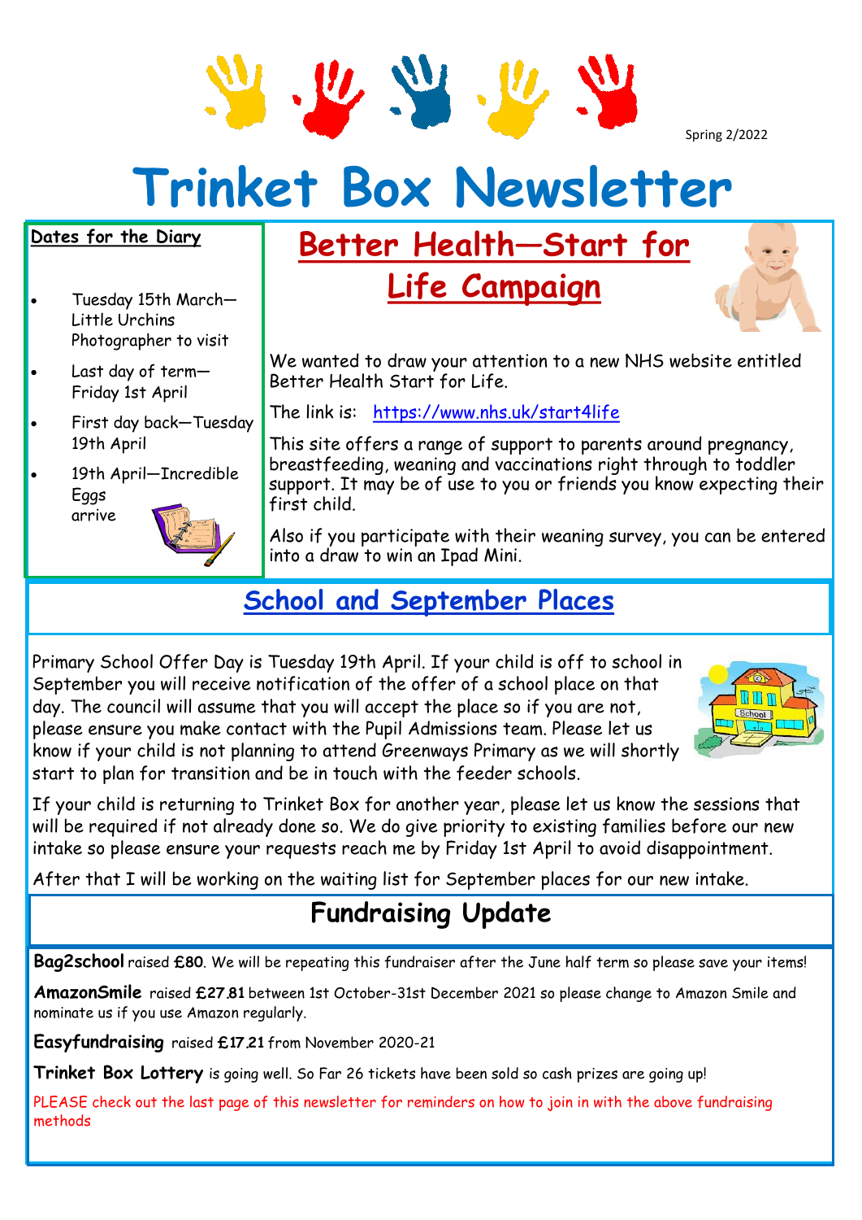Spring 2/2022

# Trinket Box Newsletter

**Dates for the Diary**

- Tuesday 15th March—Little Urchins Photographer to visit
- Last day of term—Friday 1st April
- First day back—Tuesday 19th April
- 19th April—Incredible Eggs arrive

## Better Health—Start for Life Campaign

We wanted to draw your attention to a new NHS website entitled Better Health Start for Life.

The link is: https://www.nhs.uk/start4life

This site offers a range of support to parents around pregnancy, breastfeeding, weaning and vaccinations right through to toddler support. It may be of use to you or friends you know expecting their first child.

Also if you participate with their weaning survey, you can be entered into a draw to win an Ipad Mini.

## School and September Places

Primary School Offer Day is Tuesday 19th April. If your child is off to school in September you will receive notification of the offer of a school place on that day. The council will assume that you will accept the place so if you are not, please ensure you make contact with the Pupil Admissions team. Please let us know if your child is not planning to attend Greenways Primary as we will shortly start to plan for transition and be in touch with the feeder schools.

If your child is returning to Trinket Box for another year, please let us know the sessions that will be required if not already done so. We do give priority to existing families before our new intake so please ensure your requests reach me by Friday 1st April to avoid disappointment.

After that I will be working on the waiting list for September places for our new intake.

## Fundraising Update

**Bag2school** raised **£80**. We will be repeating this fundraiser after the June half term so please save your items!

**AmazonSmile** raised **£27.81** between 1st October-31st December 2021 so please change to Amazon Smile and nominate us if you use Amazon regularly.

**Easyfundraising** raised **£17.21** from November 2020-21

**Trinket Box Lottery** is going well. So Far 26 tickets have been sold so cash prizes are going up!

PLEASE check out the last page of this newsletter for reminders on how to join in with the above fundraising methods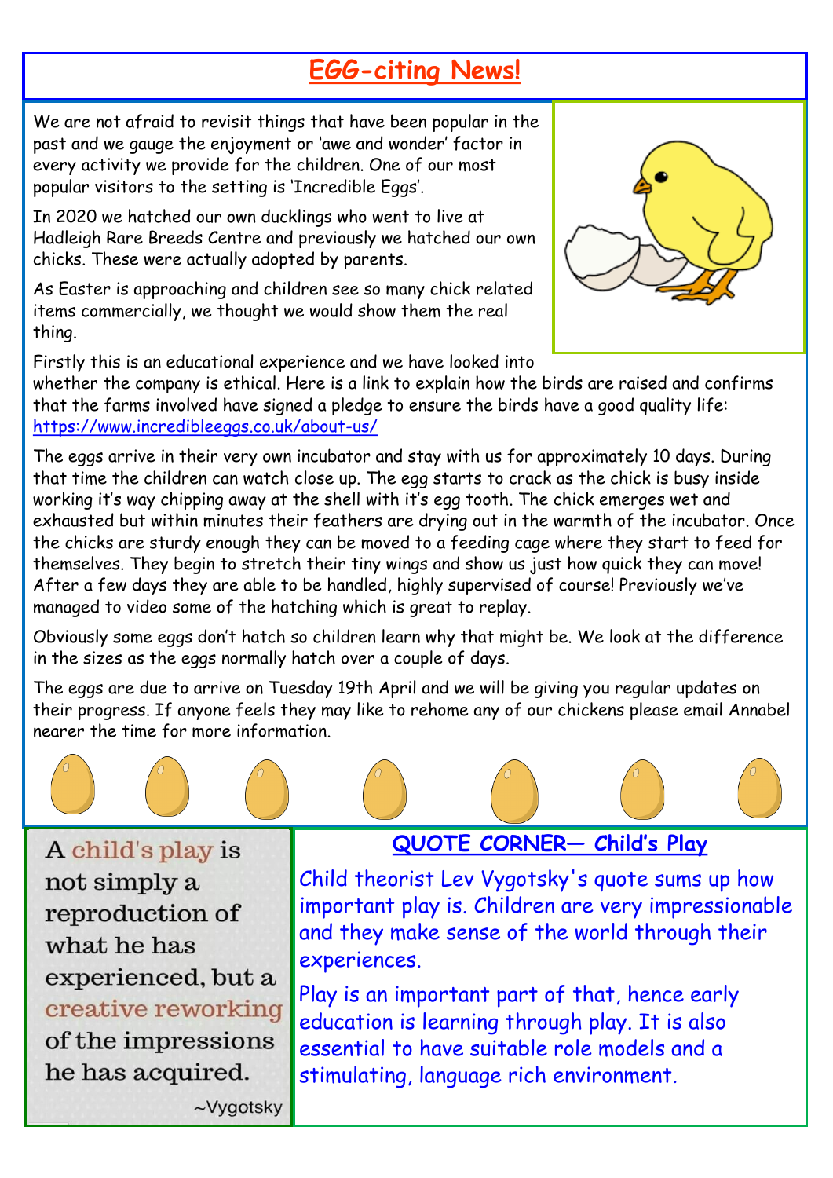# EGG-citing News!

We are not afraid to revisit things that have been popular in the past and we gauge the enjoyment or 'awe and wonder' factor in every activity we provide for the children. One of our most popular visitors to the setting is 'Incredible Eggs'.

In 2020 we hatched our own ducklings who went to live at Hadleigh Rare Breeds Centre and previously we hatched our own chicks. These were actually adopted by parents.

As Easter is approaching and children see so many chick related items commercially, we thought we would show them the real thing.

Firstly this is an educational experience and we have looked into whether the company is ethical. Here is a link to explain how the birds are raised and confirms that the farms involved have signed a pledge to ensure the birds have a good quality life: https://www.incredibleeggs.co.uk/about-us/

The eggs arrive in their very own incubator and stay with us for approximately 10 days. During that time the children can watch close up. The egg starts to crack as the chick is busy inside working it's way chipping away at the shell with it's egg tooth. The chick emerges wet and exhausted but within minutes their feathers are drying out in the warmth of the incubator. Once the chicks are sturdy enough they can be moved to a feeding cage where they start to feed for themselves. They begin to stretch their tiny wings and show us just how quick they can move! After a few days they are able to be handled, highly supervised of course! Previously we've managed to video some of the hatching which is great to replay.

Obviously some eggs don't hatch so children learn why that might be. We look at the difference in the sizes as the eggs normally hatch over a couple of days.

The eggs are due to arrive on Tuesday 19th April and we will be giving you regular updates on their progress. If anyone feels they may like to rehome any of our chickens please email Annabel nearer the time for more information.

A child's play is not simply a reproduction of what he has experienced, but a creative reworking of the impressions he has acquired.

~Vygotsky

## QUOTE CORNER— Child's Play

Child theorist Lev Vygotsky's quote sums up how important play is. Children are very impressionable and they make sense of the world through their experiences.

Play is an important part of that, hence early education is learning through play. It is also essential to have suitable role models and a stimulating, language rich environment.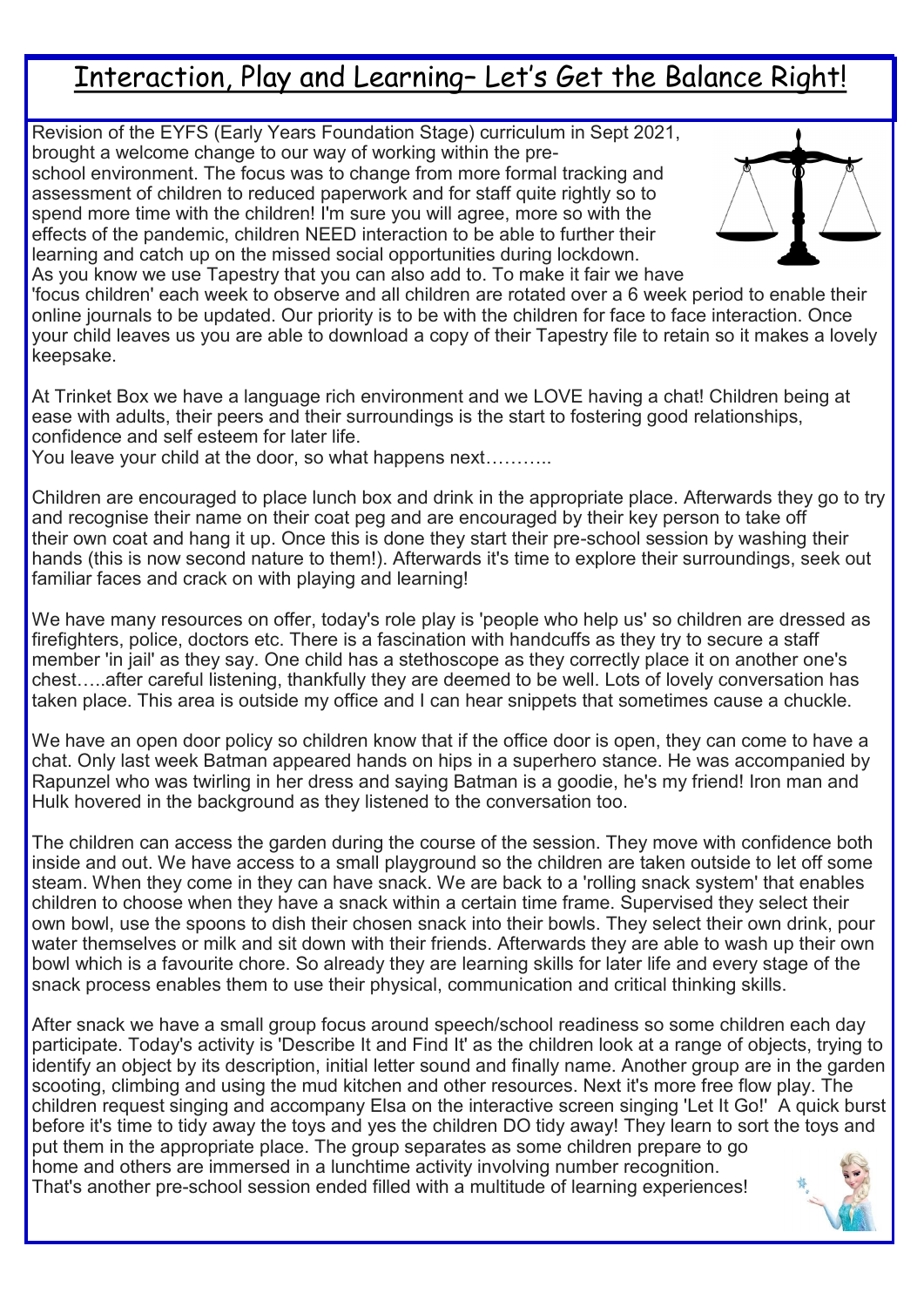# Interaction, Play and Learning– Let's Get the Balance Right!

Revision of the EYFS (Early Years Foundation Stage) curriculum in Sept 2021, brought a welcome change to our way of working within the pre-school environment. The focus was to change from more formal tracking and assessment of children to reduced paperwork and for staff quite rightly so to spend more time with the children! I'm sure you will agree, more so with the effects of the pandemic, children NEED interaction to be able to further their learning and catch up on the missed social opportunities during lockdown. As you know we use Tapestry that you can also add to. To make it fair we have 'focus children' each week to observe and all children are rotated over a 6 week period to enable their online journals to be updated. Our priority is to be with the children for face to face interaction. Once your child leaves us you are able to download a copy of their Tapestry file to retain so it makes a lovely keepsake.

At Trinket Box we have a language rich environment and we LOVE having a chat! Children being at ease with adults, their peers and their surroundings is the start to fostering good relationships, confidence and self esteem for later life.
You leave your child at the door, so what happens next………..

Children are encouraged to place lunch box and drink in the appropriate place. Afterwards they go to try and recognise their name on their coat peg and are encouraged by their key person to take off their own coat and hang it up. Once this is done they start their pre-school session by washing their hands (this is now second nature to them!). Afterwards it's time to explore their surroundings, seek out familiar faces and crack on with playing and learning!

We have many resources on offer, today's role play is 'people who help us' so children are dressed as firefighters, police, doctors etc. There is a fascination with handcuffs as they try to secure a staff member 'in jail' as they say. One child has a stethoscope as they correctly place it on another one's chest…..after careful listening, thankfully they are deemed to be well. Lots of lovely conversation has taken place. This area is outside my office and I can hear snippets that sometimes cause a chuckle.

We have an open door policy so children know that if the office door is open, they can come to have a chat. Only last week Batman appeared hands on hips in a superhero stance. He was accompanied by Rapunzel who was twirling in her dress and saying Batman is a goodie, he's my friend! Iron man and Hulk hovered in the background as they listened to the conversation too.

The children can access the garden during the course of the session. They move with confidence both inside and out. We have access to a small playground so the children are taken outside to let off some steam. When they come in they can have snack. We are back to a 'rolling snack system' that enables children to choose when they have a snack within a certain time frame. Supervised they select their own bowl, use the spoons to dish their chosen snack into their bowls. They select their own drink, pour water themselves or milk and sit down with their friends. Afterwards they are able to wash up their own bowl which is a favourite chore. So already they are learning skills for later life and every stage of the snack process enables them to use their physical, communication and critical thinking skills.

After snack we have a small group focus around speech/school readiness so some children each day participate. Today's activity is 'Describe It and Find It' as the children look at a range of objects, trying to identify an object by its description, initial letter sound and finally name. Another group are in the garden scooting, climbing and using the mud kitchen and other resources. Next it's more free flow play. The children request singing and accompany Elsa on the interactive screen singing 'Let It Go!' A quick burst before it's time to tidy away the toys and yes the children DO tidy away! They learn to sort the toys and put them in the appropriate place. The group separates as some children prepare to go home and others are immersed in a lunchtime activity involving number recognition.
That's another pre-school session ended filled with a multitude of learning experiences!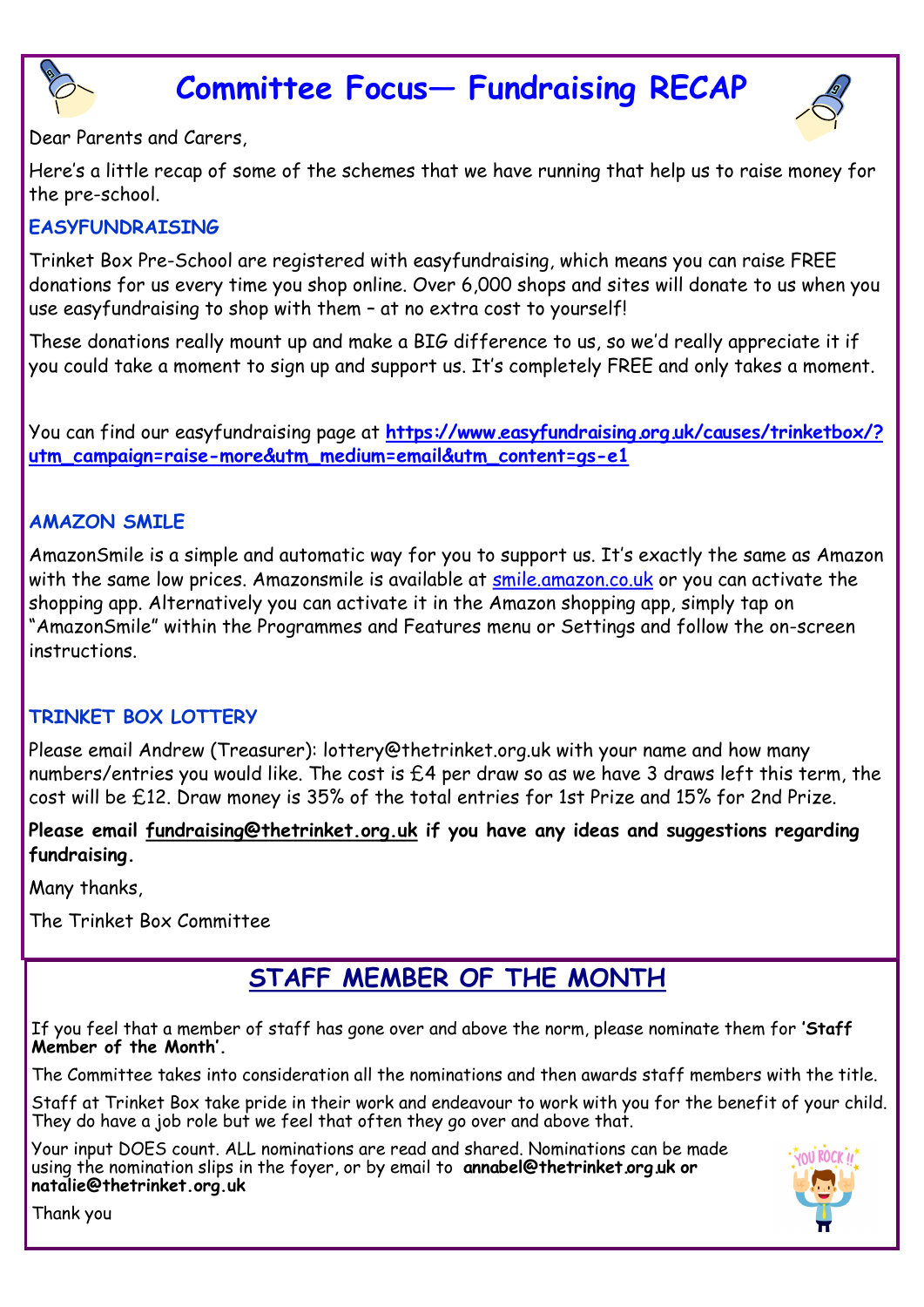# Committee Focus— Fundraising RECAP

Dear Parents and Carers,

Here's a little recap of some of the schemes that we have running that help us to raise money for the pre-school.

### EASYFUNDRAISING

Trinket Box Pre-School are registered with easyfundraising, which means you can raise FREE donations for us every time you shop online. Over 6,000 shops and sites will donate to us when you use easyfundraising to shop with them – at no extra cost to yourself!

These donations really mount up and make a BIG difference to us, so we'd really appreciate it if you could take a moment to sign up and support us. It's completely FREE and only takes a moment.

You can find our easyfundraising page at **https://www.easyfundraising.org.uk/causes/trinketbox/?utm_campaign=raise-more&utm_medium=email&utm_content=gs-e1**

### AMAZON SMILE

AmazonSmile is a simple and automatic way for you to support us. It's exactly the same as Amazon with the same low prices. Amazonsmile is available at smile.amazon.co.uk or you can activate the shopping app. Alternatively you can activate it in the Amazon shopping app, simply tap on "AmazonSmile" within the Programmes and Features menu or Settings and follow the on-screen instructions.

### TRINKET BOX LOTTERY

Please email Andrew (Treasurer): lottery@thetrinket.org.uk with your name and how many numbers/entries you would like. The cost is £4 per draw so as we have 3 draws left this term, the cost will be £12. Draw money is 35% of the total entries for 1st Prize and 15% for 2nd Prize.

**Please email fundraising@thetrinket.org.uk if you have any ideas and suggestions regarding fundraising.**

Many thanks,

The Trinket Box Committee

## STAFF MEMBER OF THE MONTH

If you feel that a member of staff has gone over and above the norm, please nominate them for **'Staff Member of the Month'.**

The Committee takes into consideration all the nominations and then awards staff members with the title.

Staff at Trinket Box take pride in their work and endeavour to work with you for the benefit of your child. They do have a job role but we feel that often they go over and above that.

Your input DOES count. ALL nominations are read and shared. Nominations can be made using the nomination slips in the foyer, or by email to **annabel@thetrinket.org.uk or natalie@thetrinket.org.uk**

Thank you